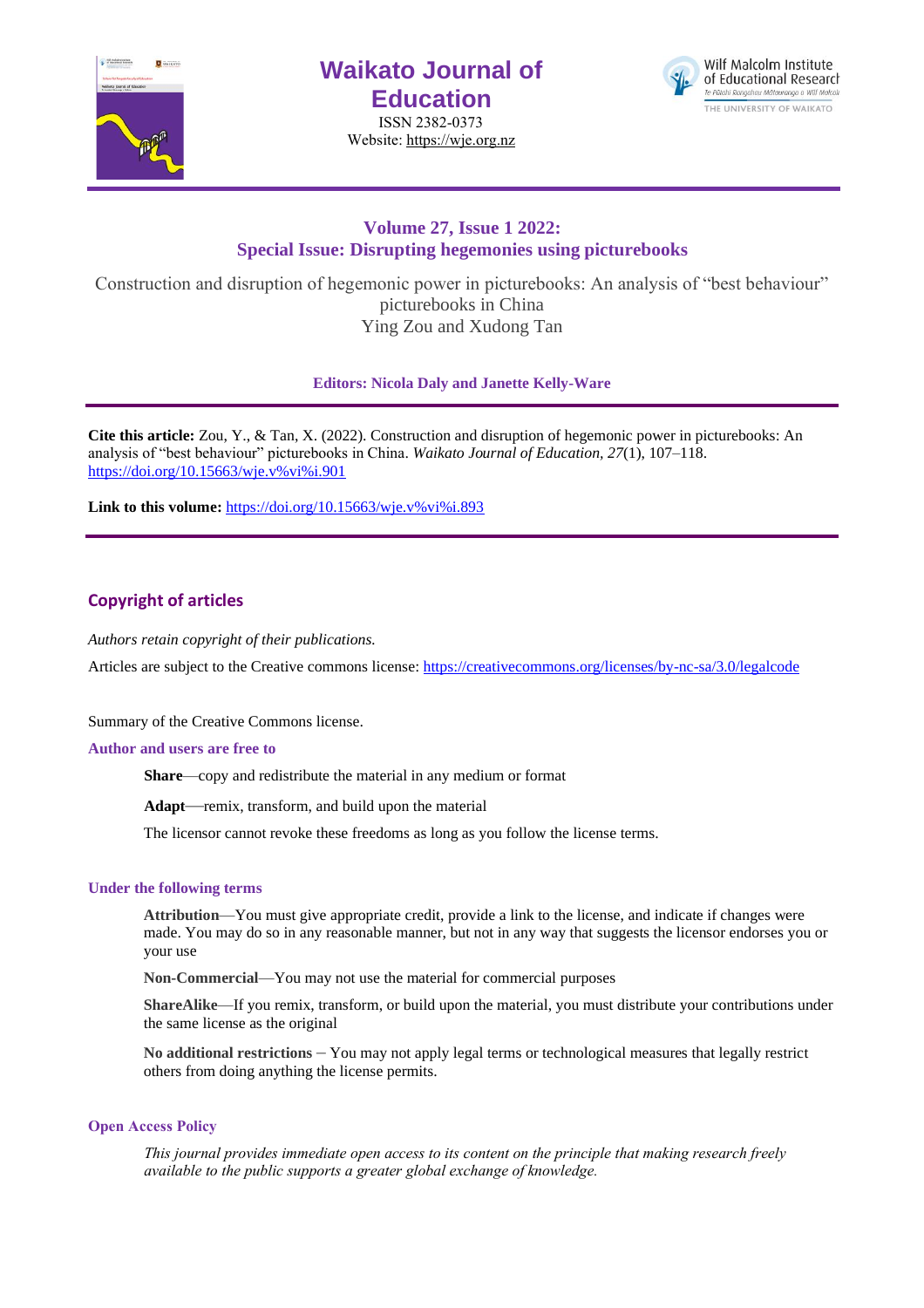# Waikato Journal of Education

ISSN 2382-0373
Website: https://wje.org.nz

Wilf Malcolm Institute of Educational Research
Te Pūtahi Rangahau Mātauranga o Wilf Malcolm
THE UNIVERSITY OF WAIKATO

## Volume 27, Issue 1 2022: Special Issue: Disrupting hegemonies using picturebooks

Construction and disruption of hegemonic power in picturebooks: An analysis of "best behaviour" picturebooks in China

Ying Zou and Xudong Tan

**Editors: Nicola Daly and Janette Kelly-Ware**

**Cite this article:** Zou, Y., & Tan, X. (2022). Construction and disruption of hegemonic power in picturebooks: An analysis of "best behaviour" picturebooks in China. *Waikato Journal of Education, 27*(1), 107–118. https://doi.org/10.15663/wje.v%vi%i.901

**Link to this volume:** https://doi.org/10.15663/wje.v%vi%i.893

## Copyright of articles

*Authors retain copyright of their publications.*

Articles are subject to the Creative commons license: https://creativecommons.org/licenses/by-nc-sa/3.0/legalcode

Summary of the Creative Commons license.

### Author and users are free to

**Share**—copy and redistribute the material in any medium or format

**Adapt**—remix, transform, and build upon the material

The licensor cannot revoke these freedoms as long as you follow the license terms.

### Under the following terms

**Attribution**—You must give appropriate credit, provide a link to the license, and indicate if changes were made. You may do so in any reasonable manner, but not in any way that suggests the licensor endorses you or your use

**Non-Commercial**—You may not use the material for commercial purposes

**ShareAlike**—If you remix, transform, or build upon the material, you must distribute your contributions under the same license as the original

**No additional restrictions** – You may not apply legal terms or technological measures that legally restrict others from doing anything the license permits.

### Open Access Policy

*This journal provides immediate open access to its content on the principle that making research freely available to the public supports a greater global exchange of knowledge.*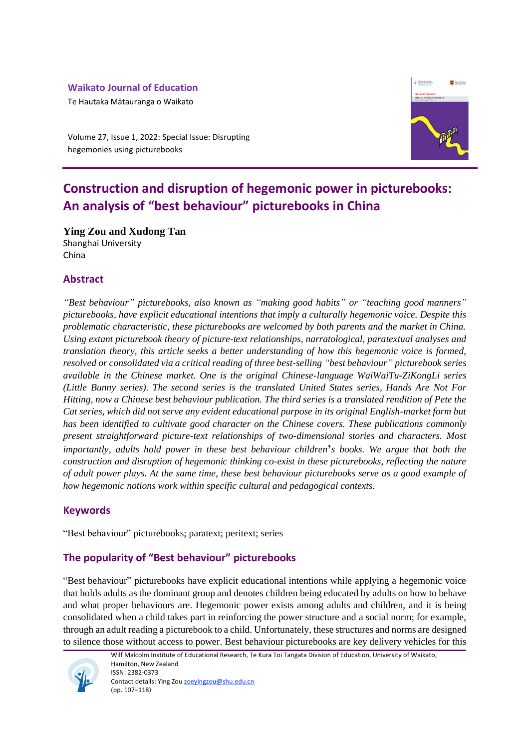**Waikato Journal of Education**

Te Hautaka Mātauranga o Waikato

Volume 27, Issue 1, 2022: Special Issue: Disrupting hegemonies using picturebooks

# Construction and disruption of hegemonic power in picturebooks: An analysis of "best behaviour" picturebooks in China

**Ying Zou and Xudong Tan**

Shanghai University

China

## Abstract

*"Best behaviour" picturebooks, also known as "making good habits" or "teaching good manners" picturebooks, have explicit educational intentions that imply a culturally hegemonic voice. Despite this problematic characteristic, these picturebooks are welcomed by both parents and the market in China. Using extant picturebook theory of picture-text relationships, narratological, paratextual analyses and translation theory, this article seeks a better understanding of how this hegemonic voice is formed, resolved or consolidated via a critical reading of three best-selling "best behaviour" picturebook series available in the Chinese market. One is the original Chinese-language WaiWaiTu-ZiKongLi series (Little Bunny series). The second series is the translated United States series, Hands Are Not For Hitting, now a Chinese best behaviour publication. The third series is a translated rendition of Pete the Cat series, which did not serve any evident educational purpose in its original English-market form but has been identified to cultivate good character on the Chinese covers. These publications commonly present straightforward picture-text relationships of two-dimensional stories and characters. Most importantly, adults hold power in these best behaviour children's books. We argue that both the construction and disruption of hegemonic thinking co-exist in these picturebooks, reflecting the nature of adult power plays. At the same time, these best behaviour picturebooks serve as a good example of how hegemonic notions work within specific cultural and pedagogical contexts.*

## Keywords

"Best behaviour" picturebooks; paratext; peritext; series

## The popularity of "Best behaviour" picturebooks

"Best behaviour" picturebooks have explicit educational intentions while applying a hegemonic voice that holds adults as the dominant group and denotes children being educated by adults on how to behave and what proper behaviours are. Hegemonic power exists among adults and children, and it is being consolidated when a child takes part in reinforcing the power structure and a social norm; for example, through an adult reading a picturebook to a child. Unfortunately, these structures and norms are designed to silence those without access to power. Best behaviour picturebooks are key delivery vehicles for this

Wilf Malcolm Institute of Educational Research, Te Kura Toi Tangata Division of Education, University of Waikato, Hamilton, New Zealand

ISSN: 2382-0373

Contact details: Ying Zou zoeyingzou@shu.edu.cn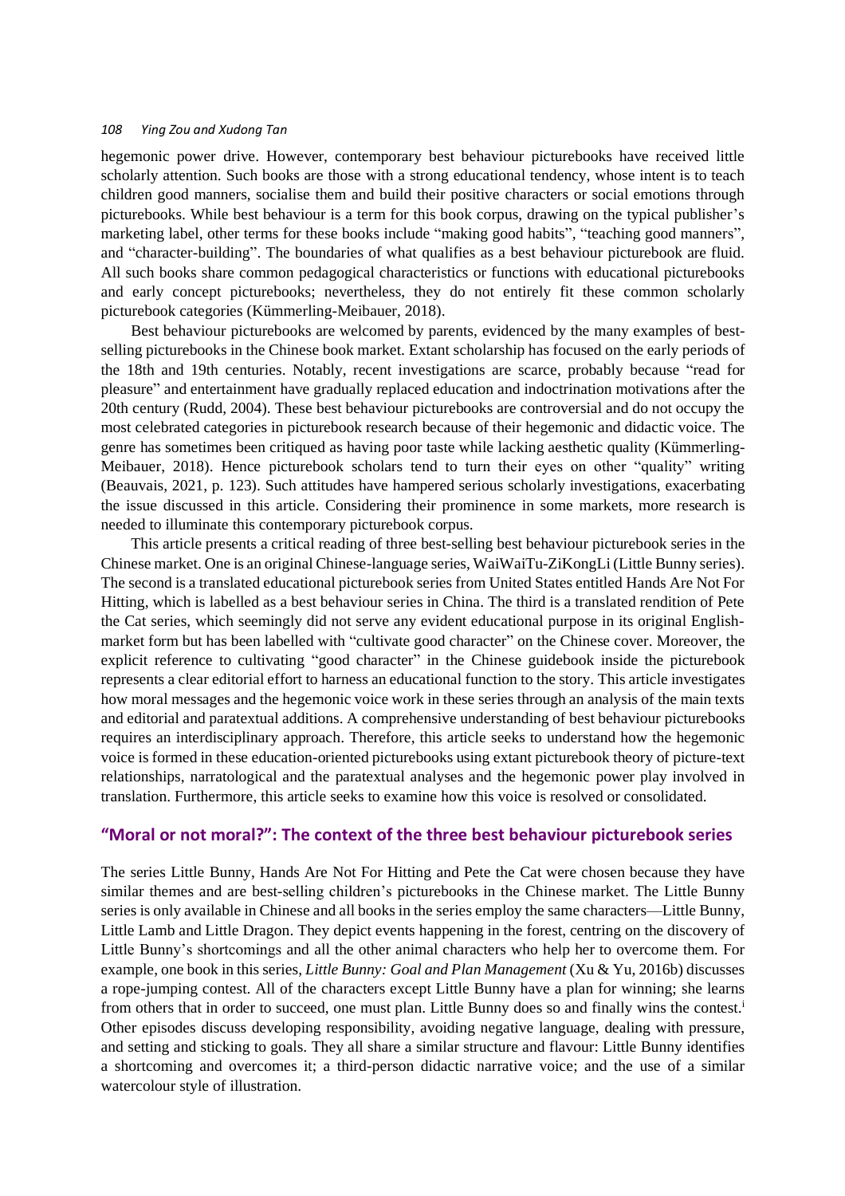hegemonic power drive. However, contemporary best behaviour picturebooks have received little scholarly attention. Such books are those with a strong educational tendency, whose intent is to teach children good manners, socialise them and build their positive characters or social emotions through picturebooks. While best behaviour is a term for this book corpus, drawing on the typical publisher's marketing label, other terms for these books include "making good habits", "teaching good manners", and "character-building". The boundaries of what qualifies as a best behaviour picturebook are fluid. All such books share common pedagogical characteristics or functions with educational picturebooks and early concept picturebooks; nevertheless, they do not entirely fit these common scholarly picturebook categories (Kümmerling-Meibauer, 2018).

Best behaviour picturebooks are welcomed by parents, evidenced by the many examples of best-selling picturebooks in the Chinese book market. Extant scholarship has focused on the early periods of the 18th and 19th centuries. Notably, recent investigations are scarce, probably because "read for pleasure" and entertainment have gradually replaced education and indoctrination motivations after the 20th century (Rudd, 2004). These best behaviour picturebooks are controversial and do not occupy the most celebrated categories in picturebook research because of their hegemonic and didactic voice. The genre has sometimes been critiqued as having poor taste while lacking aesthetic quality (Kümmerling-Meibauer, 2018). Hence picturebook scholars tend to turn their eyes on other "quality" writing (Beauvais, 2021, p. 123). Such attitudes have hampered serious scholarly investigations, exacerbating the issue discussed in this article. Considering their prominence in some markets, more research is needed to illuminate this contemporary picturebook corpus.

This article presents a critical reading of three best-selling best behaviour picturebook series in the Chinese market. One is an original Chinese-language series, WaiWaiTu-ZiKongLi (Little Bunny series). The second is a translated educational picturebook series from United States entitled Hands Are Not For Hitting, which is labelled as a best behaviour series in China. The third is a translated rendition of Pete the Cat series, which seemingly did not serve any evident educational purpose in its original English-market form but has been labelled with "cultivate good character" on the Chinese cover. Moreover, the explicit reference to cultivating "good character" in the Chinese guidebook inside the picturebook represents a clear editorial effort to harness an educational function to the story. This article investigates how moral messages and the hegemonic voice work in these series through an analysis of the main texts and editorial and paratextual additions. A comprehensive understanding of best behaviour picturebooks requires an interdisciplinary approach. Therefore, this article seeks to understand how the hegemonic voice is formed in these education-oriented picturebooks using extant picturebook theory of picture-text relationships, narratological and the paratextual analyses and the hegemonic power play involved in translation. Furthermore, this article seeks to examine how this voice is resolved or consolidated.

## "Moral or not moral?": The context of the three best behaviour picturebook series

The series Little Bunny, Hands Are Not For Hitting and Pete the Cat were chosen because they have similar themes and are best-selling children's picturebooks in the Chinese market. The Little Bunny series is only available in Chinese and all books in the series employ the same characters—Little Bunny, Little Lamb and Little Dragon. They depict events happening in the forest, centring on the discovery of Little Bunny's shortcomings and all the other animal characters who help her to overcome them. For example, one book in this series, *Little Bunny: Goal and Plan Management* (Xu & Yu, 2016b) discusses a rope-jumping contest. All of the characters except Little Bunny have a plan for winning; she learns from others that in order to succeed, one must plan. Little Bunny does so and finally wins the contest.[i] Other episodes discuss developing responsibility, avoiding negative language, dealing with pressure, and setting and sticking to goals. They all share a similar structure and flavour: Little Bunny identifies a shortcoming and overcomes it; a third-person didactic narrative voice; and the use of a similar watercolour style of illustration.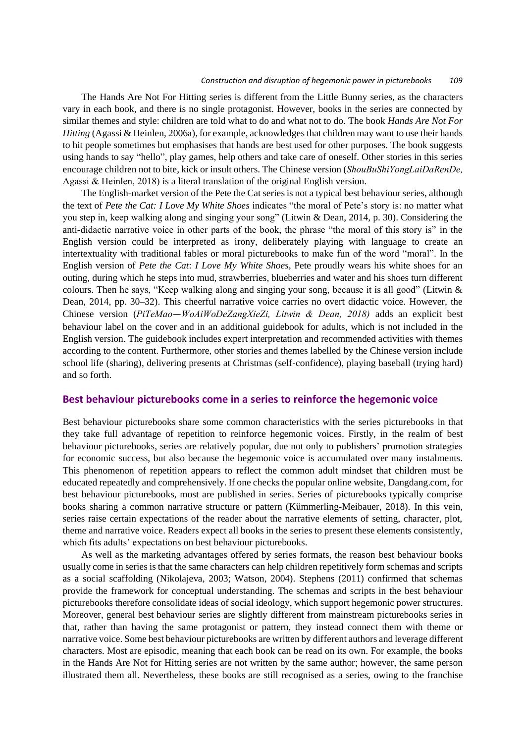The Hands Are Not For Hitting series is different from the Little Bunny series, as the characters vary in each book, and there is no single protagonist. However, books in the series are connected by similar themes and style: children are told what to do and what not to do. The book *Hands Are Not For Hitting* (Agassi & Heinlen, 2006a), for example, acknowledges that children may want to use their hands to hit people sometimes but emphasises that hands are best used for other purposes. The book suggests using hands to say "hello", play games, help others and take care of oneself. Other stories in this series encourage children not to bite, kick or insult others. The Chinese version (*ShouBuShiYongLaiDaRenDe,* Agassi & Heinlen, 2018) is a literal translation of the original English version.

The English-market version of the Pete the Cat series is not a typical best behaviour series, although the text of *Pete the Cat: I Love My White Shoes* indicates "the moral of Pete's story is: no matter what you step in, keep walking along and singing your song" (Litwin & Dean, 2014, p. 30). Considering the anti-didactic narrative voice in other parts of the book, the phrase "the moral of this story is" in the English version could be interpreted as irony, deliberately playing with language to create an intertextuality with traditional fables or moral picturebooks to make fun of the word "moral". In the English version of *Pete the Cat*: *I Love My White Shoes*, Pete proudly wears his white shoes for an outing, during which he steps into mud, strawberries, blueberries and water and his shoes turn different colours. Then he says, "Keep walking along and singing your song, because it is all good" (Litwin & Dean, 2014, pp. 30–32). This cheerful narrative voice carries no overt didactic voice. However, the Chinese version (*PiTeMao—WoAiWoDeZangXieZi, Litwin & Dean, 2018)* adds an explicit best behaviour label on the cover and in an additional guidebook for adults, which is not included in the English version. The guidebook includes expert interpretation and recommended activities with themes according to the content. Furthermore, other stories and themes labelled by the Chinese version include school life (sharing), delivering presents at Christmas (self-confidence), playing baseball (trying hard) and so forth.

## Best behaviour picturebooks come in a series to reinforce the hegemonic voice

Best behaviour picturebooks share some common characteristics with the series picturebooks in that they take full advantage of repetition to reinforce hegemonic voices. Firstly, in the realm of best behaviour picturebooks, series are relatively popular, due not only to publishers' promotion strategies for economic success, but also because the hegemonic voice is accumulated over many instalments. This phenomenon of repetition appears to reflect the common adult mindset that children must be educated repeatedly and comprehensively. If one checks the popular online website, Dangdang.com, for best behaviour picturebooks, most are published in series. Series of picturebooks typically comprise books sharing a common narrative structure or pattern (Kümmerling-Meibauer, 2018). In this vein, series raise certain expectations of the reader about the narrative elements of setting, character, plot, theme and narrative voice. Readers expect all books in the series to present these elements consistently, which fits adults' expectations on best behaviour picturebooks.

As well as the marketing advantages offered by series formats, the reason best behaviour books usually come in series is that the same characters can help children repetitively form schemas and scripts as a social scaffolding (Nikolajeva, 2003; Watson, 2004). Stephens (2011) confirmed that schemas provide the framework for conceptual understanding. The schemas and scripts in the best behaviour picturebooks therefore consolidate ideas of social ideology, which support hegemonic power structures. Moreover, general best behaviour series are slightly different from mainstream picturebooks series in that, rather than having the same protagonist or pattern, they instead connect them with theme or narrative voice. Some best behaviour picturebooks are written by different authors and leverage different characters. Most are episodic, meaning that each book can be read on its own. For example, the books in the Hands Are Not for Hitting series are not written by the same author; however, the same person illustrated them all. Nevertheless, these books are still recognised as a series, owing to the franchise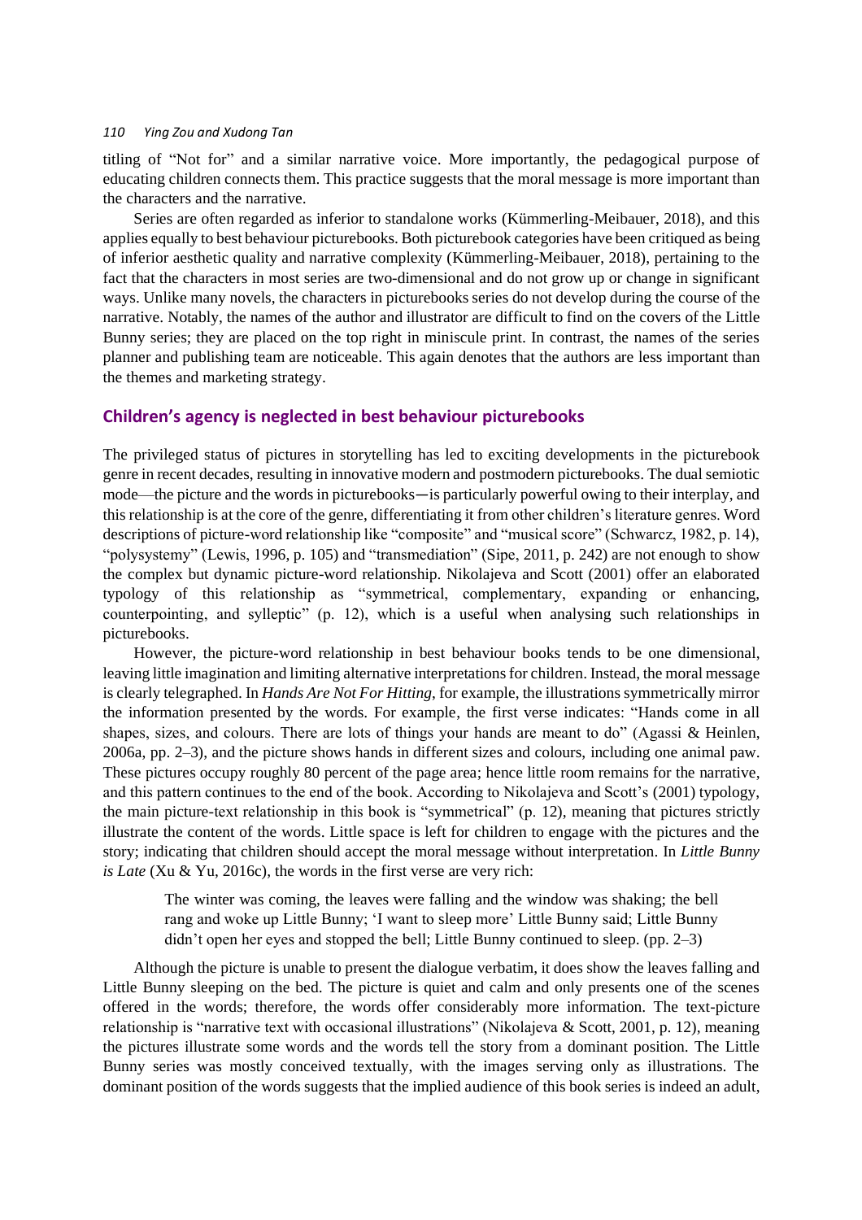titling of "Not for" and a similar narrative voice. More importantly, the pedagogical purpose of educating children connects them. This practice suggests that the moral message is more important than the characters and the narrative.

Series are often regarded as inferior to standalone works (Kümmerling-Meibauer, 2018), and this applies equally to best behaviour picturebooks. Both picturebook categories have been critiqued as being of inferior aesthetic quality and narrative complexity (Kümmerling-Meibauer, 2018), pertaining to the fact that the characters in most series are two-dimensional and do not grow up or change in significant ways. Unlike many novels, the characters in picturebooks series do not develop during the course of the narrative. Notably, the names of the author and illustrator are difficult to find on the covers of the Little Bunny series; they are placed on the top right in miniscule print. In contrast, the names of the series planner and publishing team are noticeable. This again denotes that the authors are less important than the themes and marketing strategy.

## Children's agency is neglected in best behaviour picturebooks

The privileged status of pictures in storytelling has led to exciting developments in the picturebook genre in recent decades, resulting in innovative modern and postmodern picturebooks. The dual semiotic mode—the picture and the words in picturebooks—is particularly powerful owing to their interplay, and this relationship is at the core of the genre, differentiating it from other children's literature genres. Word descriptions of picture-word relationship like "composite" and "musical score" (Schwarcz, 1982, p. 14), "polysystemy" (Lewis, 1996, p. 105) and "transmediation" (Sipe, 2011, p. 242) are not enough to show the complex but dynamic picture-word relationship. Nikolajeva and Scott (2001) offer an elaborated typology of this relationship as "symmetrical, complementary, expanding or enhancing, counterpointing, and sylleptic" (p. 12), which is a useful when analysing such relationships in picturebooks.

However, the picture-word relationship in best behaviour books tends to be one dimensional, leaving little imagination and limiting alternative interpretations for children. Instead, the moral message is clearly telegraphed. In *Hands Are Not For Hitting*, for example, the illustrations symmetrically mirror the information presented by the words. For example, the first verse indicates: "Hands come in all shapes, sizes, and colours. There are lots of things your hands are meant to do" (Agassi & Heinlen, 2006a, pp. 2–3), and the picture shows hands in different sizes and colours, including one animal paw. These pictures occupy roughly 80 percent of the page area; hence little room remains for the narrative, and this pattern continues to the end of the book. According to Nikolajeva and Scott's (2001) typology, the main picture-text relationship in this book is "symmetrical" (p. 12), meaning that pictures strictly illustrate the content of the words. Little space is left for children to engage with the pictures and the story; indicating that children should accept the moral message without interpretation. In *Little Bunny is Late* (Xu & Yu, 2016c), the words in the first verse are very rich:

> The winter was coming, the leaves were falling and the window was shaking; the bell rang and woke up Little Bunny; 'I want to sleep more' Little Bunny said; Little Bunny didn't open her eyes and stopped the bell; Little Bunny continued to sleep. (pp. 2–3)

Although the picture is unable to present the dialogue verbatim, it does show the leaves falling and Little Bunny sleeping on the bed. The picture is quiet and calm and only presents one of the scenes offered in the words; therefore, the words offer considerably more information. The text-picture relationship is "narrative text with occasional illustrations" (Nikolajeva & Scott, 2001, p. 12), meaning the pictures illustrate some words and the words tell the story from a dominant position. The Little Bunny series was mostly conceived textually, with the images serving only as illustrations. The dominant position of the words suggests that the implied audience of this book series is indeed an adult,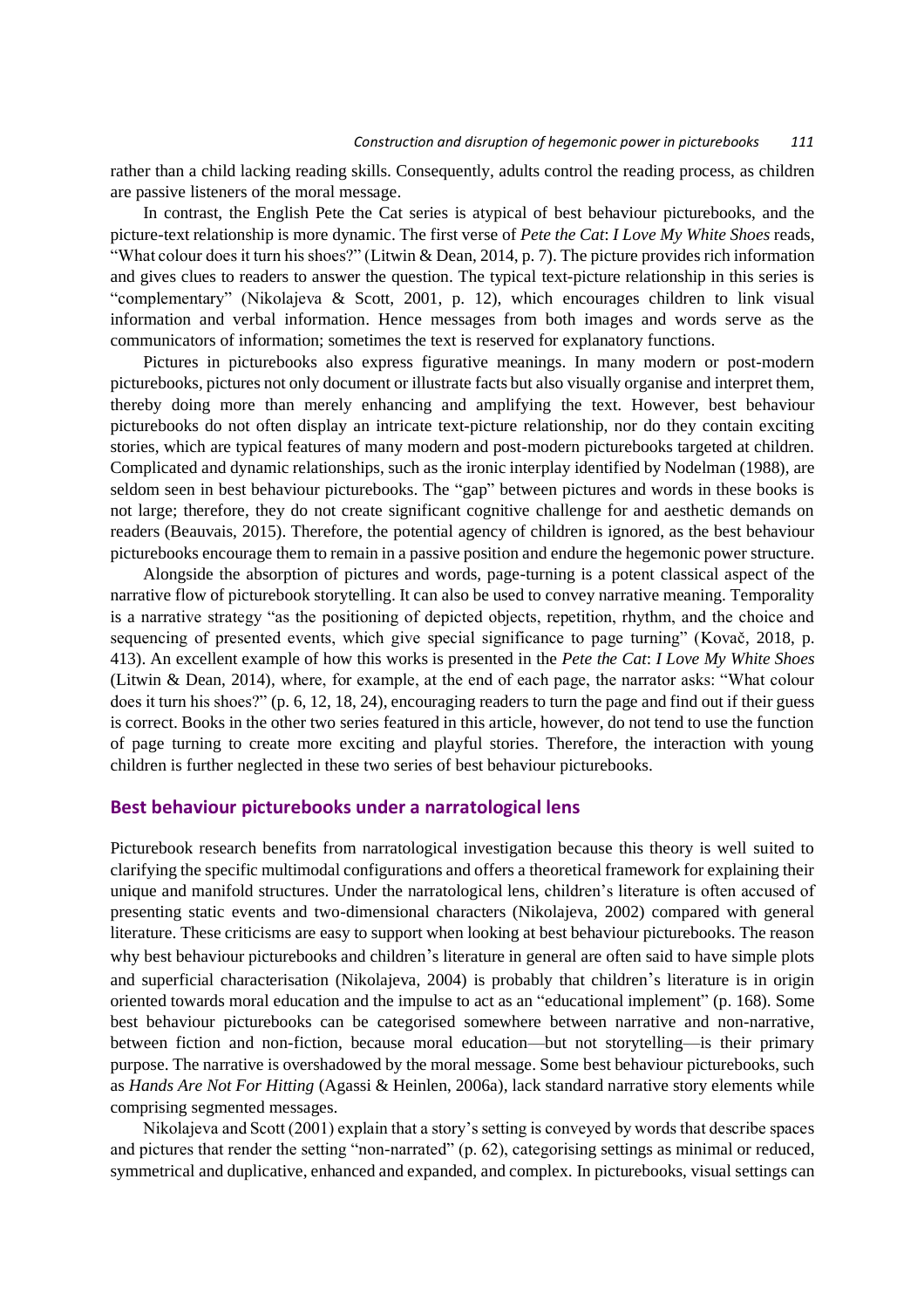rather than a child lacking reading skills. Consequently, adults control the reading process, as children are passive listeners of the moral message.

In contrast, the English Pete the Cat series is atypical of best behaviour picturebooks, and the picture-text relationship is more dynamic. The first verse of *Pete the Cat*: *I Love My White Shoes* reads, "What colour does it turn his shoes?" (Litwin & Dean, 2014, p. 7). The picture provides rich information and gives clues to readers to answer the question. The typical text-picture relationship in this series is "complementary" (Nikolajeva & Scott, 2001, p. 12), which encourages children to link visual information and verbal information. Hence messages from both images and words serve as the communicators of information; sometimes the text is reserved for explanatory functions.

Pictures in picturebooks also express figurative meanings. In many modern or post-modern picturebooks, pictures not only document or illustrate facts but also visually organise and interpret them, thereby doing more than merely enhancing and amplifying the text. However, best behaviour picturebooks do not often display an intricate text-picture relationship, nor do they contain exciting stories, which are typical features of many modern and post-modern picturebooks targeted at children. Complicated and dynamic relationships, such as the ironic interplay identified by Nodelman (1988), are seldom seen in best behaviour picturebooks. The "gap" between pictures and words in these books is not large; therefore, they do not create significant cognitive challenge for and aesthetic demands on readers (Beauvais, 2015). Therefore, the potential agency of children is ignored, as the best behaviour picturebooks encourage them to remain in a passive position and endure the hegemonic power structure.

Alongside the absorption of pictures and words, page-turning is a potent classical aspect of the narrative flow of picturebook storytelling. It can also be used to convey narrative meaning. Temporality is a narrative strategy "as the positioning of depicted objects, repetition, rhythm, and the choice and sequencing of presented events, which give special significance to page turning" (Kovač, 2018, p. 413). An excellent example of how this works is presented in the *Pete the Cat*: *I Love My White Shoes* (Litwin & Dean, 2014), where, for example, at the end of each page, the narrator asks: "What colour does it turn his shoes?" (p. 6, 12, 18, 24), encouraging readers to turn the page and find out if their guess is correct. Books in the other two series featured in this article, however, do not tend to use the function of page turning to create more exciting and playful stories. Therefore, the interaction with young children is further neglected in these two series of best behaviour picturebooks.

## Best behaviour picturebooks under a narratological lens

Picturebook research benefits from narratological investigation because this theory is well suited to clarifying the specific multimodal configurations and offers a theoretical framework for explaining their unique and manifold structures. Under the narratological lens, children's literature is often accused of presenting static events and two-dimensional characters (Nikolajeva, 2002) compared with general literature. These criticisms are easy to support when looking at best behaviour picturebooks. The reason why best behaviour picturebooks and children's literature in general are often said to have simple plots and superficial characterisation (Nikolajeva, 2004) is probably that children's literature is in origin oriented towards moral education and the impulse to act as an "educational implement" (p. 168). Some best behaviour picturebooks can be categorised somewhere between narrative and non-narrative, between fiction and non-fiction, because moral education—but not storytelling—is their primary purpose. The narrative is overshadowed by the moral message. Some best behaviour picturebooks, such as *Hands Are Not For Hitting* (Agassi & Heinlen, 2006a), lack standard narrative story elements while comprising segmented messages.

Nikolajeva and Scott (2001) explain that a story's setting is conveyed by words that describe spaces and pictures that render the setting "non-narrated" (p. 62), categorising settings as minimal or reduced, symmetrical and duplicative, enhanced and expanded, and complex. In picturebooks, visual settings can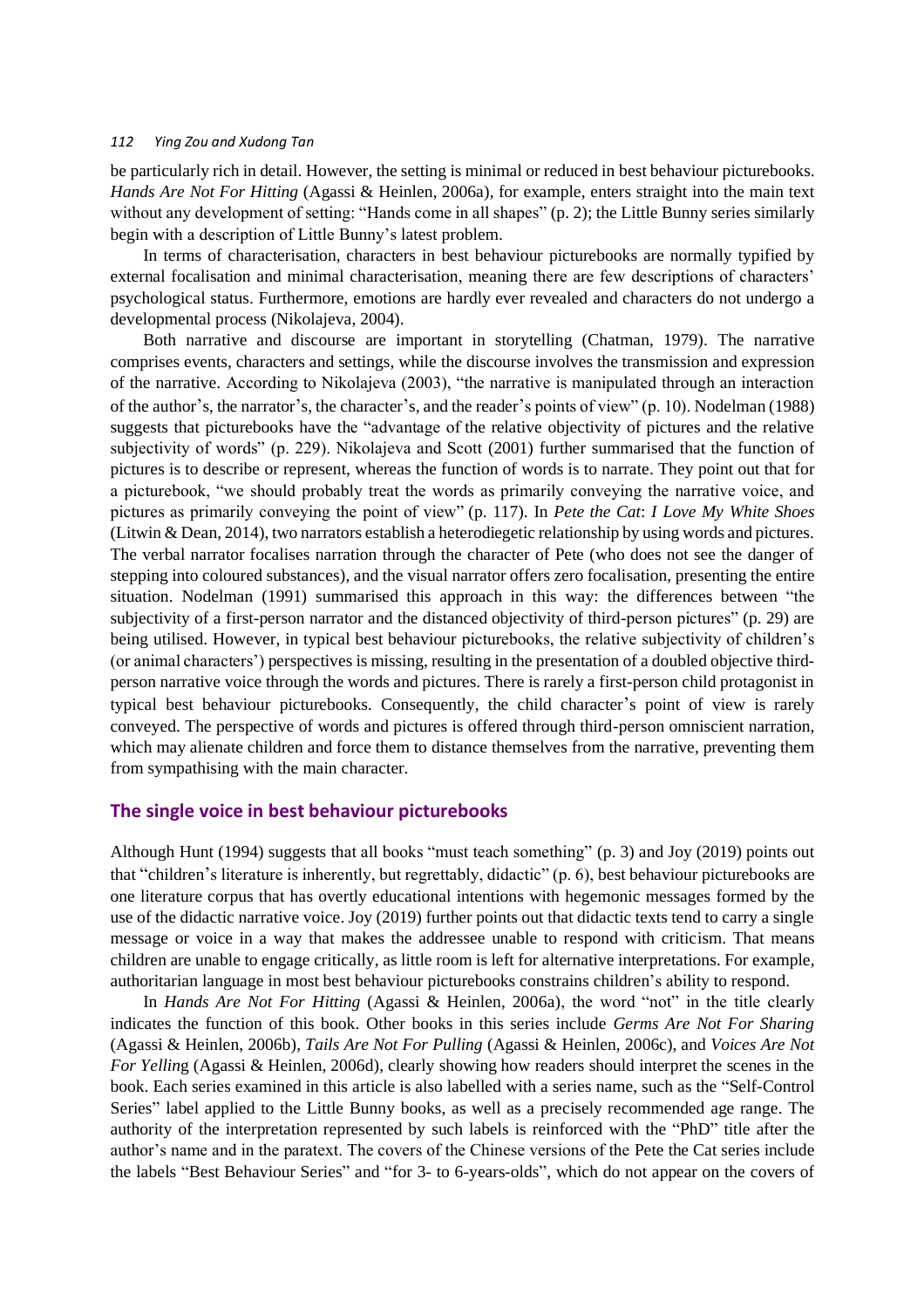be particularly rich in detail. However, the setting is minimal or reduced in best behaviour picturebooks. *Hands Are Not For Hitting* (Agassi & Heinlen, 2006a), for example, enters straight into the main text without any development of setting: "Hands come in all shapes" (p. 2); the Little Bunny series similarly begin with a description of Little Bunny's latest problem.

In terms of characterisation, characters in best behaviour picturebooks are normally typified by external focalisation and minimal characterisation, meaning there are few descriptions of characters' psychological status. Furthermore, emotions are hardly ever revealed and characters do not undergo a developmental process (Nikolajeva, 2004).

Both narrative and discourse are important in storytelling (Chatman, 1979). The narrative comprises events, characters and settings, while the discourse involves the transmission and expression of the narrative. According to Nikolajeva (2003), "the narrative is manipulated through an interaction of the author's, the narrator's, the character's, and the reader's points of view" (p. 10). Nodelman (1988) suggests that picturebooks have the "advantage of the relative objectivity of pictures and the relative subjectivity of words" (p. 229). Nikolajeva and Scott (2001) further summarised that the function of pictures is to describe or represent, whereas the function of words is to narrate. They point out that for a picturebook, "we should probably treat the words as primarily conveying the narrative voice, and pictures as primarily conveying the point of view" (p. 117). In *Pete the Cat*: *I Love My White Shoes* (Litwin & Dean, 2014), two narrators establish a heterodiegetic relationship by using words and pictures. The verbal narrator focalises narration through the character of Pete (who does not see the danger of stepping into coloured substances), and the visual narrator offers zero focalisation, presenting the entire situation. Nodelman (1991) summarised this approach in this way: the differences between "the subjectivity of a first-person narrator and the distanced objectivity of third-person pictures" (p. 29) are being utilised. However, in typical best behaviour picturebooks, the relative subjectivity of children's (or animal characters') perspectives is missing, resulting in the presentation of a doubled objective third-person narrative voice through the words and pictures. There is rarely a first-person child protagonist in typical best behaviour picturebooks. Consequently, the child character's point of view is rarely conveyed. The perspective of words and pictures is offered through third-person omniscient narration, which may alienate children and force them to distance themselves from the narrative, preventing them from sympathising with the main character.

## The single voice in best behaviour picturebooks

Although Hunt (1994) suggests that all books "must teach something" (p. 3) and Joy (2019) points out that "children's literature is inherently, but regrettably, didactic" (p. 6), best behaviour picturebooks are one literature corpus that has overtly educational intentions with hegemonic messages formed by the use of the didactic narrative voice. Joy (2019) further points out that didactic texts tend to carry a single message or voice in a way that makes the addressee unable to respond with criticism. That means children are unable to engage critically, as little room is left for alternative interpretations. For example, authoritarian language in most best behaviour picturebooks constrains children's ability to respond.

In *Hands Are Not For Hitting* (Agassi & Heinlen, 2006a), the word "not" in the title clearly indicates the function of this book. Other books in this series include *Germs Are Not For Sharing* (Agassi & Heinlen, 2006b), *Tails Are Not For Pulling* (Agassi & Heinlen, 2006c), and *Voices Are Not For Yelling* (Agassi & Heinlen, 2006d), clearly showing how readers should interpret the scenes in the book. Each series examined in this article is also labelled with a series name, such as the "Self-Control Series" label applied to the Little Bunny books, as well as a precisely recommended age range. The authority of the interpretation represented by such labels is reinforced with the "PhD" title after the author's name and in the paratext. The covers of the Chinese versions of the Pete the Cat series include the labels "Best Behaviour Series" and "for 3- to 6-years-olds", which do not appear on the covers of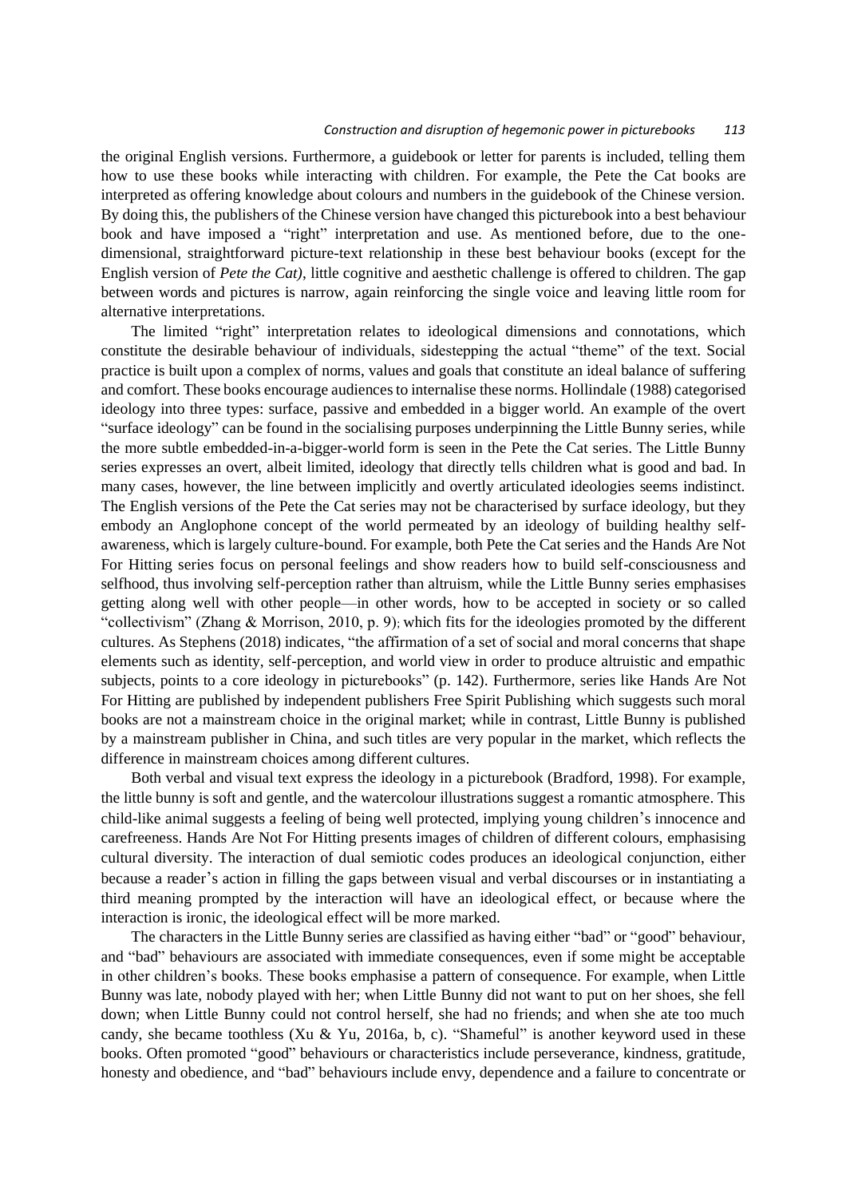the original English versions. Furthermore, a guidebook or letter for parents is included, telling them how to use these books while interacting with children. For example, the Pete the Cat books are interpreted as offering knowledge about colours and numbers in the guidebook of the Chinese version. By doing this, the publishers of the Chinese version have changed this picturebook into a best behaviour book and have imposed a "right" interpretation and use. As mentioned before, due to the one-dimensional, straightforward picture-text relationship in these best behaviour books (except for the English version of *Pete the Cat)*, little cognitive and aesthetic challenge is offered to children. The gap between words and pictures is narrow, again reinforcing the single voice and leaving little room for alternative interpretations.

The limited "right" interpretation relates to ideological dimensions and connotations, which constitute the desirable behaviour of individuals, sidestepping the actual "theme" of the text. Social practice is built upon a complex of norms, values and goals that constitute an ideal balance of suffering and comfort. These books encourage audiences to internalise these norms. Hollindale (1988) categorised ideology into three types: surface, passive and embedded in a bigger world. An example of the overt "surface ideology" can be found in the socialising purposes underpinning the Little Bunny series, while the more subtle embedded-in-a-bigger-world form is seen in the Pete the Cat series. The Little Bunny series expresses an overt, albeit limited, ideology that directly tells children what is good and bad. In many cases, however, the line between implicitly and overtly articulated ideologies seems indistinct. The English versions of the Pete the Cat series may not be characterised by surface ideology, but they embody an Anglophone concept of the world permeated by an ideology of building healthy self-awareness, which is largely culture-bound. For example, both Pete the Cat series and the Hands Are Not For Hitting series focus on personal feelings and show readers how to build self-consciousness and selfhood, thus involving self-perception rather than altruism, while the Little Bunny series emphasises getting along well with other people—in other words, how to be accepted in society or so called "collectivism" (Zhang & Morrison, 2010, p. 9); which fits for the ideologies promoted by the different cultures. As Stephens (2018) indicates, "the affirmation of a set of social and moral concerns that shape elements such as identity, self-perception, and world view in order to produce altruistic and empathic subjects, points to a core ideology in picturebooks" (p. 142). Furthermore, series like Hands Are Not For Hitting are published by independent publishers Free Spirit Publishing which suggests such moral books are not a mainstream choice in the original market; while in contrast, Little Bunny is published by a mainstream publisher in China, and such titles are very popular in the market, which reflects the difference in mainstream choices among different cultures.

Both verbal and visual text express the ideology in a picturebook (Bradford, 1998). For example, the little bunny is soft and gentle, and the watercolour illustrations suggest a romantic atmosphere. This child-like animal suggests a feeling of being well protected, implying young children's innocence and carefreeness. Hands Are Not For Hitting presents images of children of different colours, emphasising cultural diversity. The interaction of dual semiotic codes produces an ideological conjunction, either because a reader's action in filling the gaps between visual and verbal discourses or in instantiating a third meaning prompted by the interaction will have an ideological effect, or because where the interaction is ironic, the ideological effect will be more marked.

The characters in the Little Bunny series are classified as having either "bad" or "good" behaviour, and "bad" behaviours are associated with immediate consequences, even if some might be acceptable in other children's books. These books emphasise a pattern of consequence. For example, when Little Bunny was late, nobody played with her; when Little Bunny did not want to put on her shoes, she fell down; when Little Bunny could not control herself, she had no friends; and when she ate too much candy, she became toothless (Xu & Yu, 2016a, b, c). "Shameful" is another keyword used in these books. Often promoted "good" behaviours or characteristics include perseverance, kindness, gratitude, honesty and obedience, and "bad" behaviours include envy, dependence and a failure to concentrate or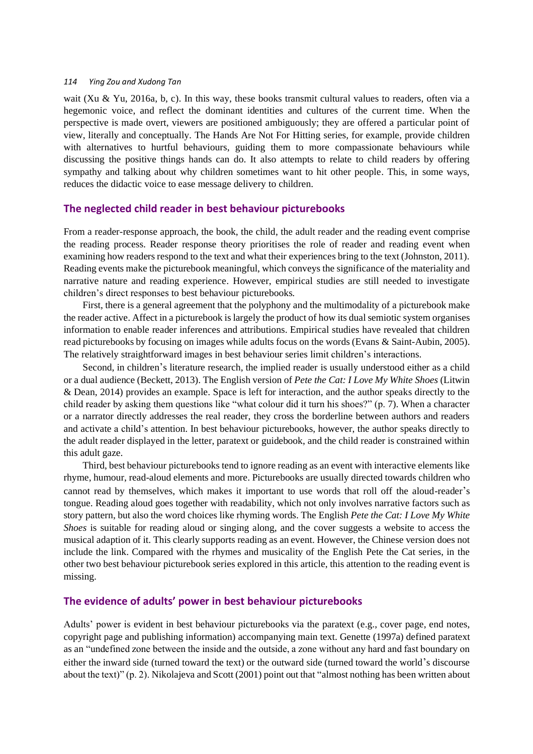wait (Xu & Yu, 2016a, b, c). In this way, these books transmit cultural values to readers, often via a hegemonic voice, and reflect the dominant identities and cultures of the current time. When the perspective is made overt, viewers are positioned ambiguously; they are offered a particular point of view, literally and conceptually. The Hands Are Not For Hitting series, for example, provide children with alternatives to hurtful behaviours, guiding them to more compassionate behaviours while discussing the positive things hands can do. It also attempts to relate to child readers by offering sympathy and talking about why children sometimes want to hit other people. This, in some ways, reduces the didactic voice to ease message delivery to children.

## The neglected child reader in best behaviour picturebooks

From a reader-response approach, the book, the child, the adult reader and the reading event comprise the reading process. Reader response theory prioritises the role of reader and reading event when examining how readers respond to the text and what their experiences bring to the text (Johnston, 2011). Reading events make the picturebook meaningful, which conveys the significance of the materiality and narrative nature and reading experience. However, empirical studies are still needed to investigate children's direct responses to best behaviour picturebooks.

First, there is a general agreement that the polyphony and the multimodality of a picturebook make the reader active. Affect in a picturebook is largely the product of how its dual semiotic system organises information to enable reader inferences and attributions. Empirical studies have revealed that children read picturebooks by focusing on images while adults focus on the words (Evans & Saint-Aubin, 2005). The relatively straightforward images in best behaviour series limit children's interactions.

Second, in children's literature research, the implied reader is usually understood either as a child or a dual audience (Beckett, 2013). The English version of *Pete the Cat: I Love My White Shoes* (Litwin & Dean, 2014) provides an example. Space is left for interaction, and the author speaks directly to the child reader by asking them questions like "what colour did it turn his shoes?" (p. 7). When a character or a narrator directly addresses the real reader, they cross the borderline between authors and readers and activate a child's attention. In best behaviour picturebooks, however, the author speaks directly to the adult reader displayed in the letter, paratext or guidebook, and the child reader is constrained within this adult gaze.

Third, best behaviour picturebooks tend to ignore reading as an event with interactive elements like rhyme, humour, read-aloud elements and more. Picturebooks are usually directed towards children who cannot read by themselves, which makes it important to use words that roll off the aloud-reader's tongue. Reading aloud goes together with readability, which not only involves narrative factors such as story pattern, but also the word choices like rhyming words. The English *Pete the Cat: I Love My White Shoes* is suitable for reading aloud or singing along, and the cover suggests a website to access the musical adaption of it. This clearly supports reading as an event. However, the Chinese version does not include the link. Compared with the rhymes and musicality of the English Pete the Cat series, in the other two best behaviour picturebook series explored in this article, this attention to the reading event is missing.

## The evidence of adults' power in best behaviour picturebooks

Adults' power is evident in best behaviour picturebooks via the paratext (e.g., cover page, end notes, copyright page and publishing information) accompanying main text. Genette (1997a) defined paratext as an "undefined zone between the inside and the outside, a zone without any hard and fast boundary on either the inward side (turned toward the text) or the outward side (turned toward the world's discourse about the text)" (p. 2). Nikolajeva and Scott (2001) point out that "almost nothing has been written about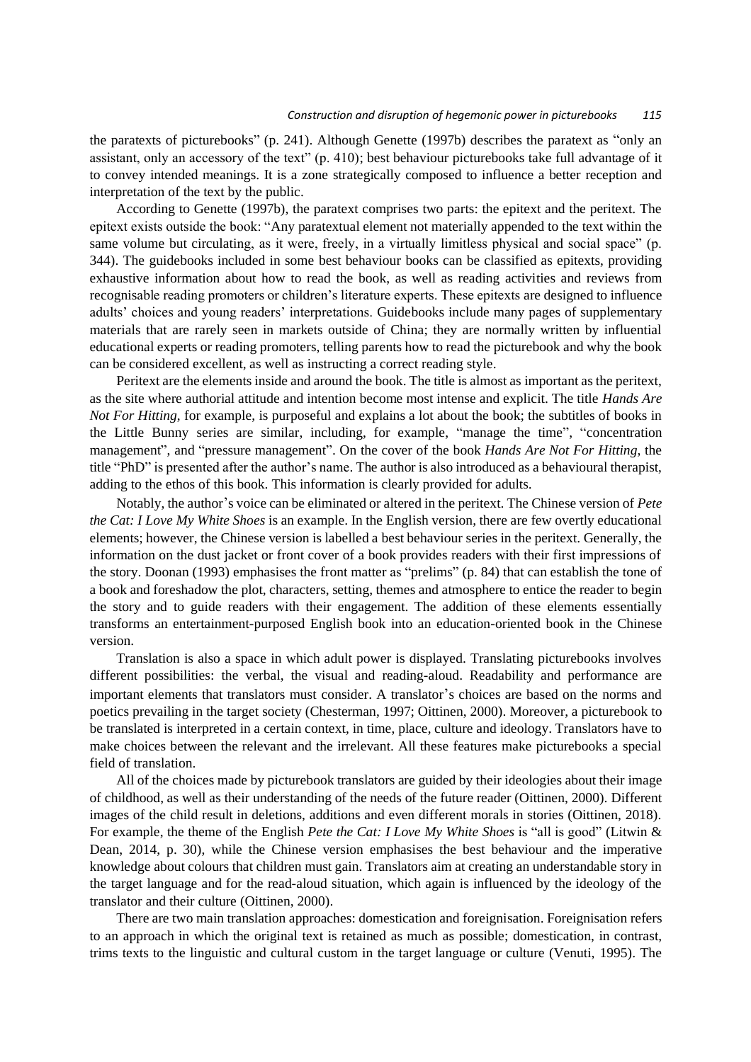the paratexts of picturebooks" (p. 241). Although Genette (1997b) describes the paratext as "only an assistant, only an accessory of the text" (p. 410); best behaviour picturebooks take full advantage of it to convey intended meanings. It is a zone strategically composed to influence a better reception and interpretation of the text by the public.

According to Genette (1997b), the paratext comprises two parts: the epitext and the peritext. The epitext exists outside the book: "Any paratextual element not materially appended to the text within the same volume but circulating, as it were, freely, in a virtually limitless physical and social space" (p. 344). The guidebooks included in some best behaviour books can be classified as epitexts, providing exhaustive information about how to read the book, as well as reading activities and reviews from recognisable reading promoters or children's literature experts. These epitexts are designed to influence adults' choices and young readers' interpretations. Guidebooks include many pages of supplementary materials that are rarely seen in markets outside of China; they are normally written by influential educational experts or reading promoters, telling parents how to read the picturebook and why the book can be considered excellent, as well as instructing a correct reading style.

Peritext are the elements inside and around the book. The title is almost as important as the peritext, as the site where authorial attitude and intention become most intense and explicit. The title *Hands Are Not For Hitting*, for example, is purposeful and explains a lot about the book; the subtitles of books in the Little Bunny series are similar, including, for example, "manage the time", "concentration management", and "pressure management". On the cover of the book *Hands Are Not For Hitting*, the title "PhD" is presented after the author's name. The author is also introduced as a behavioural therapist, adding to the ethos of this book. This information is clearly provided for adults.

Notably, the author's voice can be eliminated or altered in the peritext. The Chinese version of *Pete the Cat: I Love My White Shoes* is an example. In the English version, there are few overtly educational elements; however, the Chinese version is labelled a best behaviour series in the peritext. Generally, the information on the dust jacket or front cover of a book provides readers with their first impressions of the story. Doonan (1993) emphasises the front matter as "prelims" (p. 84) that can establish the tone of a book and foreshadow the plot, characters, setting, themes and atmosphere to entice the reader to begin the story and to guide readers with their engagement. The addition of these elements essentially transforms an entertainment-purposed English book into an education-oriented book in the Chinese version.

Translation is also a space in which adult power is displayed. Translating picturebooks involves different possibilities: the verbal, the visual and reading-aloud. Readability and performance are important elements that translators must consider. A translator's choices are based on the norms and poetics prevailing in the target society (Chesterman, 1997; Oittinen, 2000). Moreover, a picturebook to be translated is interpreted in a certain context, in time, place, culture and ideology. Translators have to make choices between the relevant and the irrelevant. All these features make picturebooks a special field of translation.

All of the choices made by picturebook translators are guided by their ideologies about their image of childhood, as well as their understanding of the needs of the future reader (Oittinen, 2000). Different images of the child result in deletions, additions and even different morals in stories (Oittinen, 2018). For example, the theme of the English *Pete the Cat: I Love My White Shoes* is "all is good" (Litwin & Dean, 2014, p. 30), while the Chinese version emphasises the best behaviour and the imperative knowledge about colours that children must gain. Translators aim at creating an understandable story in the target language and for the read-aloud situation, which again is influenced by the ideology of the translator and their culture (Oittinen, 2000).

There are two main translation approaches: domestication and foreignisation. Foreignisation refers to an approach in which the original text is retained as much as possible; domestication, in contrast, trims texts to the linguistic and cultural custom in the target language or culture (Venuti, 1995). The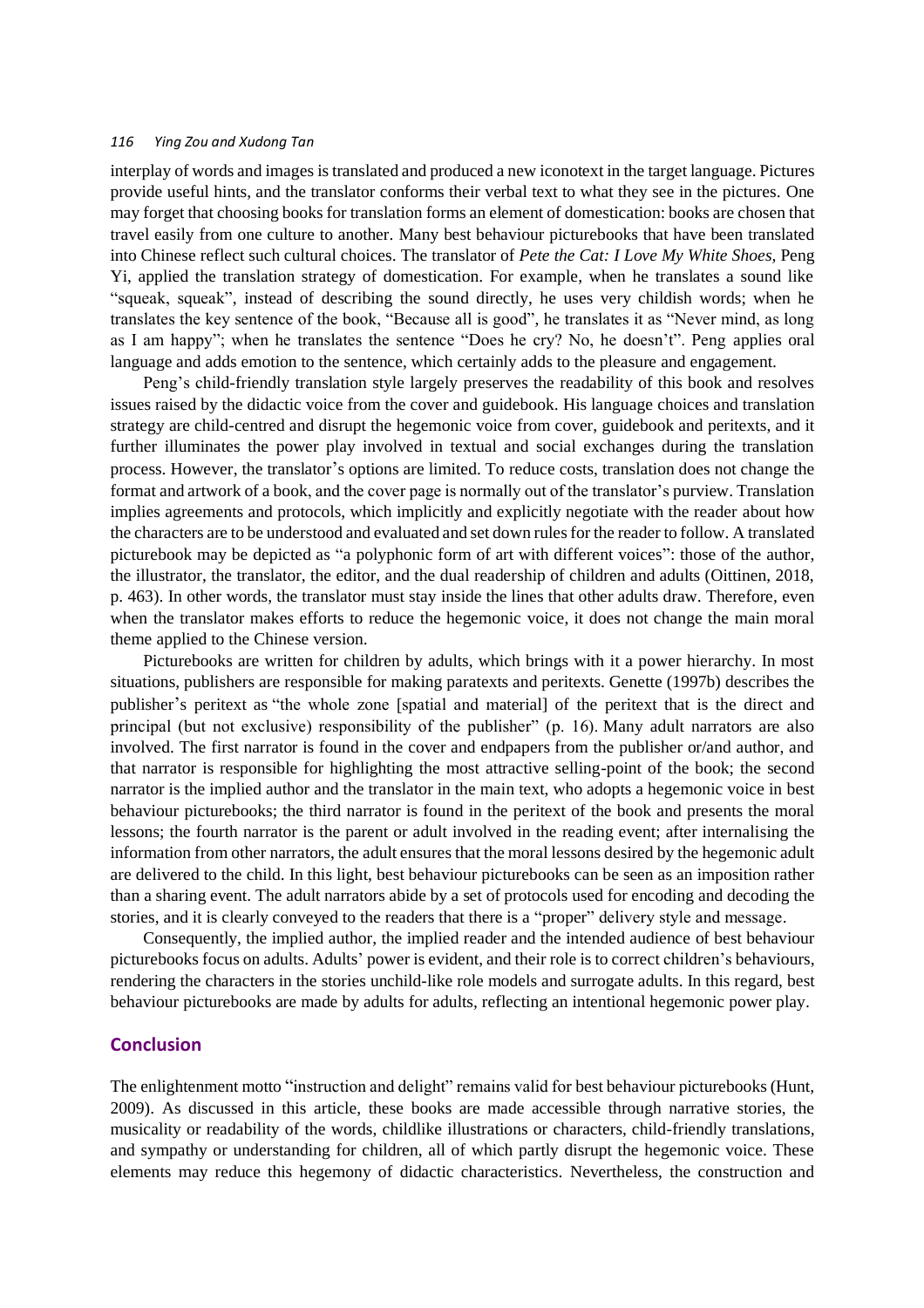interplay of words and images is translated and produced a new iconotext in the target language. Pictures provide useful hints, and the translator conforms their verbal text to what they see in the pictures. One may forget that choosing books for translation forms an element of domestication: books are chosen that travel easily from one culture to another. Many best behaviour picturebooks that have been translated into Chinese reflect such cultural choices. The translator of *Pete the Cat: I Love My White Shoes,* Peng Yi, applied the translation strategy of domestication. For example, when he translates a sound like "squeak, squeak", instead of describing the sound directly, he uses very childish words; when he translates the key sentence of the book, "Because all is good", he translates it as "Never mind, as long as I am happy"; when he translates the sentence "Does he cry? No, he doesn't". Peng applies oral language and adds emotion to the sentence, which certainly adds to the pleasure and engagement.

Peng's child-friendly translation style largely preserves the readability of this book and resolves issues raised by the didactic voice from the cover and guidebook. His language choices and translation strategy are child-centred and disrupt the hegemonic voice from cover, guidebook and peritexts, and it further illuminates the power play involved in textual and social exchanges during the translation process. However, the translator's options are limited. To reduce costs, translation does not change the format and artwork of a book, and the cover page is normally out of the translator's purview. Translation implies agreements and protocols, which implicitly and explicitly negotiate with the reader about how the characters are to be understood and evaluated and set down rules for the reader to follow. A translated picturebook may be depicted as "a polyphonic form of art with different voices": those of the author, the illustrator, the translator, the editor, and the dual readership of children and adults (Oittinen, 2018, p. 463). In other words, the translator must stay inside the lines that other adults draw. Therefore, even when the translator makes efforts to reduce the hegemonic voice, it does not change the main moral theme applied to the Chinese version.

Picturebooks are written for children by adults, which brings with it a power hierarchy. In most situations, publishers are responsible for making paratexts and peritexts. Genette (1997b) describes the publisher's peritext as "the whole zone [spatial and material] of the peritext that is the direct and principal (but not exclusive) responsibility of the publisher" (p. 16). Many adult narrators are also involved. The first narrator is found in the cover and endpapers from the publisher or/and author, and that narrator is responsible for highlighting the most attractive selling-point of the book; the second narrator is the implied author and the translator in the main text, who adopts a hegemonic voice in best behaviour picturebooks; the third narrator is found in the peritext of the book and presents the moral lessons; the fourth narrator is the parent or adult involved in the reading event; after internalising the information from other narrators, the adult ensures that the moral lessons desired by the hegemonic adult are delivered to the child. In this light, best behaviour picturebooks can be seen as an imposition rather than a sharing event. The adult narrators abide by a set of protocols used for encoding and decoding the stories, and it is clearly conveyed to the readers that there is a "proper" delivery style and message.

Consequently, the implied author, the implied reader and the intended audience of best behaviour picturebooks focus on adults. Adults' power is evident, and their role is to correct children's behaviours, rendering the characters in the stories unchild-like role models and surrogate adults. In this regard, best behaviour picturebooks are made by adults for adults, reflecting an intentional hegemonic power play.

## Conclusion

The enlightenment motto "instruction and delight" remains valid for best behaviour picturebooks (Hunt, 2009). As discussed in this article, these books are made accessible through narrative stories, the musicality or readability of the words, childlike illustrations or characters, child-friendly translations, and sympathy or understanding for children, all of which partly disrupt the hegemonic voice. These elements may reduce this hegemony of didactic characteristics. Nevertheless, the construction and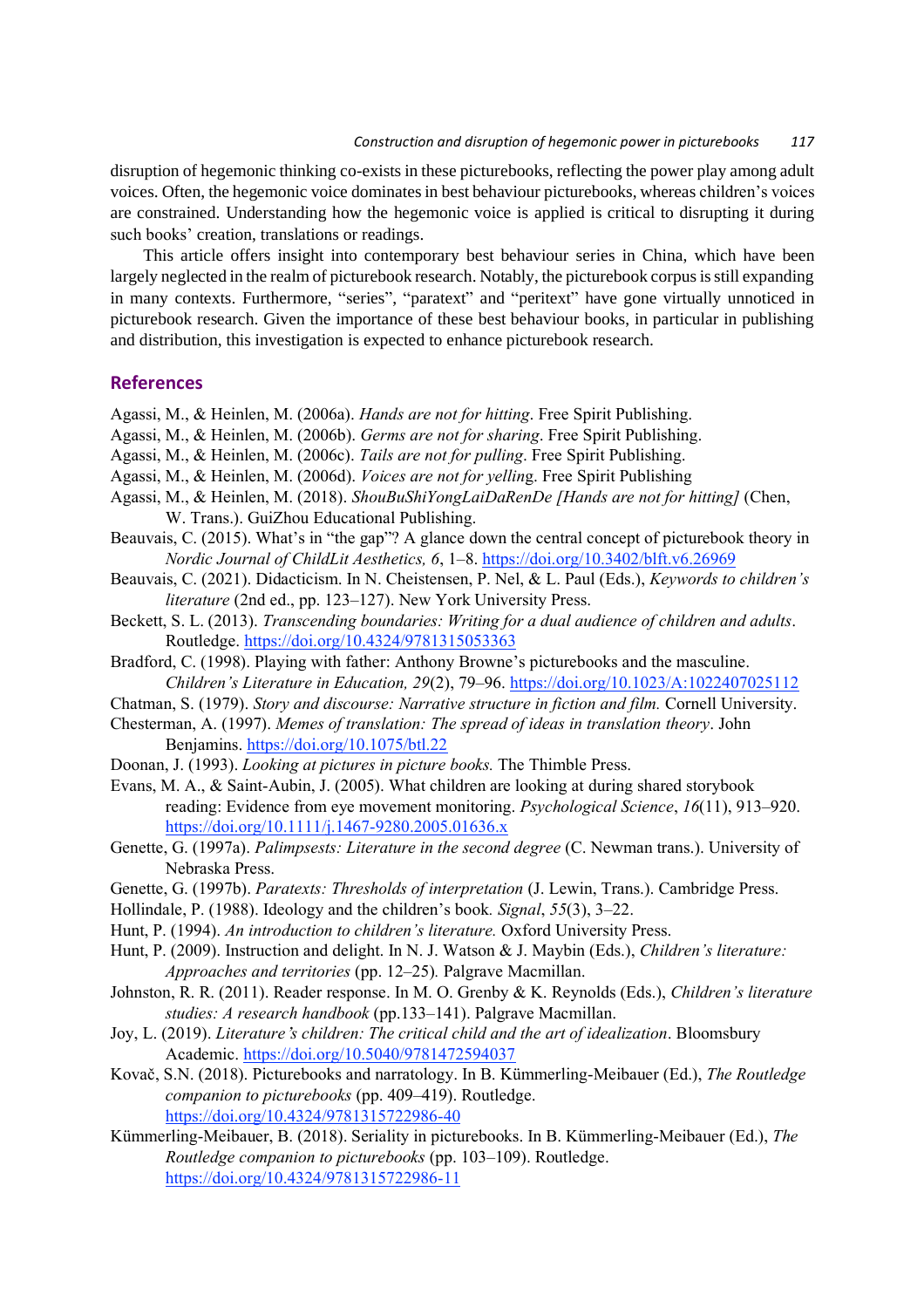disruption of hegemonic thinking co-exists in these picturebooks, reflecting the power play among adult voices. Often, the hegemonic voice dominates in best behaviour picturebooks, whereas children's voices are constrained. Understanding how the hegemonic voice is applied is critical to disrupting it during such books' creation, translations or readings.

This article offers insight into contemporary best behaviour series in China, which have been largely neglected in the realm of picturebook research. Notably, the picturebook corpus is still expanding in many contexts. Furthermore, "series", "paratext" and "peritext" have gone virtually unnoticed in picturebook research. Given the importance of these best behaviour books, in particular in publishing and distribution, this investigation is expected to enhance picturebook research.

## References

Agassi, M., & Heinlen, M. (2006a). *Hands are not for hitting*. Free Spirit Publishing.

Agassi, M., & Heinlen, M. (2006b). *Germs are not for sharing*. Free Spirit Publishing.

Agassi, M., & Heinlen, M. (2006c). *Tails are not for pulling*. Free Spirit Publishing.

Agassi, M., & Heinlen, M. (2006d). *Voices are not for yelling*. Free Spirit Publishing

Agassi, M., & Heinlen, M. (2018). *ShouBuShiYongLaiDaRenDe [Hands are not for hitting]* (Chen, W. Trans.). GuiZhou Educational Publishing.

Beauvais, C. (2015). What's in "the gap"? A glance down the central concept of picturebook theory in *Nordic Journal of ChildLit Aesthetics, 6*, 1–8. https://doi.org/10.3402/blft.v6.26969

Beauvais, C. (2021). Didacticism. In N. Cheistensen, P. Nel, & L. Paul (Eds.), *Keywords to children's literature* (2nd ed., pp. 123–127). New York University Press.

Beckett, S. L. (2013). *Transcending boundaries: Writing for a dual audience of children and adults*. Routledge. https://doi.org/10.4324/9781315053363

Bradford, C. (1998). Playing with father: Anthony Browne's picturebooks and the masculine. *Children's Literature in Education, 29*(2), 79–96. https://doi.org/10.1023/A:1022407025112

Chatman, S. (1979). *Story and discourse: Narrative structure in fiction and film.* Cornell University.

Chesterman, A. (1997). *Memes of translation: The spread of ideas in translation theory*. John Benjamins. https://doi.org/10.1075/btl.22

Doonan, J. (1993). *Looking at pictures in picture books.* The Thimble Press.

Evans, M. A., & Saint-Aubin, J. (2005). What children are looking at during shared storybook reading: Evidence from eye movement monitoring. *Psychological Science*, *16*(11), 913–920. https://doi.org/10.1111/j.1467-9280.2005.01636.x

Genette, G. (1997a). *Palimpsests: Literature in the second degree* (C. Newman trans.). University of Nebraska Press.

Genette, G. (1997b). *Paratexts: Thresholds of interpretation* (J. Lewin, Trans.). Cambridge Press.

Hollindale, P. (1988). Ideology and the children's book. *Signal*, *55*(3), 3–22.

Hunt, P. (1994). *An introduction to children's literature.* Oxford University Press.

Hunt, P. (2009). Instruction and delight. In N. J. Watson & J. Maybin (Eds.), *Children's literature: Approaches and territories* (pp. 12–25). Palgrave Macmillan.

Johnston, R. R. (2011). Reader response. In M. O. Grenby & K. Reynolds (Eds.), *Children's literature studies: A research handbook* (pp.133–141). Palgrave Macmillan.

Joy, L. (2019). *Literature's children: The critical child and the art of idealization*. Bloomsbury Academic. https://doi.org/10.5040/9781472594037

Kovač, S.N. (2018). Picturebooks and narratology. In B. Kümmerling-Meibauer (Ed.), *The Routledge companion to picturebooks* (pp. 409–419). Routledge. https://doi.org/10.4324/9781315722986-40

Kümmerling-Meibauer, B. (2018). Seriality in picturebooks. In B. Kümmerling-Meibauer (Ed.), *The Routledge companion to picturebooks* (pp. 103–109). Routledge. https://doi.org/10.4324/9781315722986-11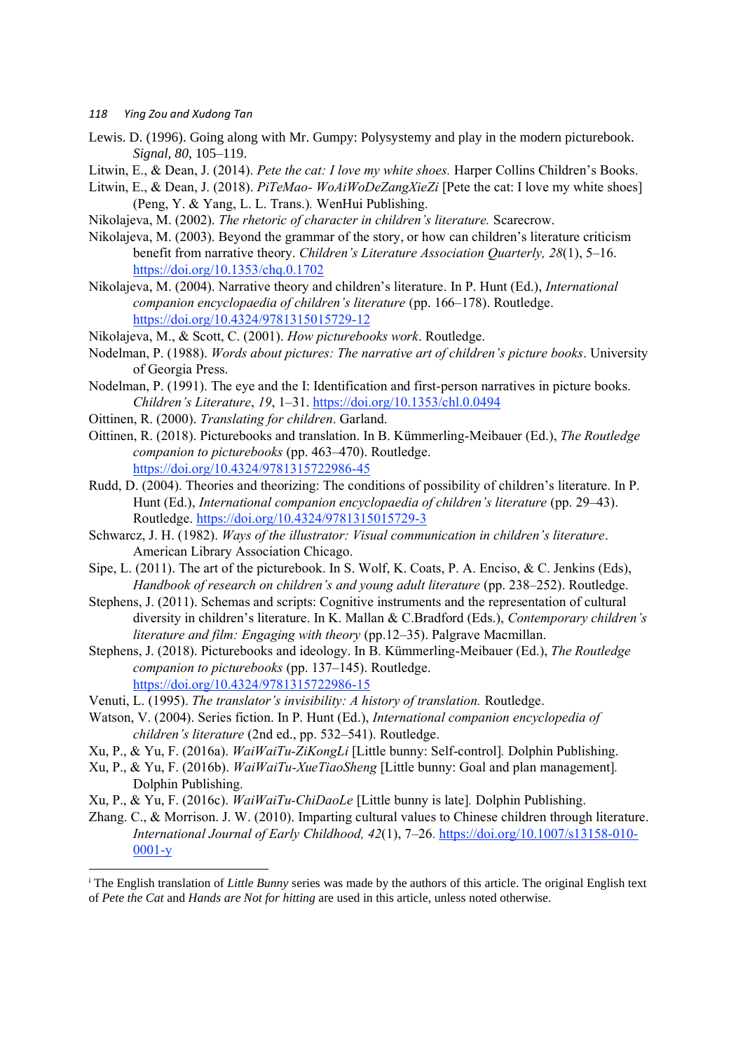Lewis. D. (1996). Going along with Mr. Gumpy: Polysystemy and play in the modern picturebook. *Signal, 80*, 105–119.

Litwin, E., & Dean, J. (2014). *Pete the cat: I love my white shoes.* Harper Collins Children's Books.

Litwin, E., & Dean, J. (2018). *PiTeMao- WoAiWoDeZangXieZi* [Pete the cat: I love my white shoes] (Peng, Y. & Yang, L. L. Trans.). WenHui Publishing.

Nikolajeva, M. (2002). *The rhetoric of character in children's literature.* Scarecrow.

Nikolajeva, M. (2003). Beyond the grammar of the story, or how can children's literature criticism benefit from narrative theory. *Children's Literature Association Quarterly, 28*(1), 5–16. https://doi.org/10.1353/chq.0.1702

Nikolajeva, M. (2004). Narrative theory and children's literature. In P. Hunt (Ed.), *International companion encyclopaedia of children's literature* (pp. 166–178). Routledge. https://doi.org/10.4324/9781315015729-12

Nikolajeva, M., & Scott, C. (2001). *How picturebooks work*. Routledge.

Nodelman, P. (1988). *Words about pictures: The narrative art of children's picture books*. University of Georgia Press.

Nodelman, P. (1991). The eye and the I: Identification and first-person narratives in picture books. *Children's Literature*, *19*, 1–31. https://doi.org/10.1353/chl.0.0494

Oittinen, R. (2000). *Translating for children*. Garland.

Oittinen, R. (2018). Picturebooks and translation. In B. Kümmerling-Meibauer (Ed.), *The Routledge companion to picturebooks* (pp. 463–470). Routledge. https://doi.org/10.4324/9781315722986-45

Rudd, D. (2004). Theories and theorizing: The conditions of possibility of children's literature. In P. Hunt (Ed.), *International companion encyclopaedia of children's literature* (pp. 29–43). Routledge. https://doi.org/10.4324/9781315015729-3

Schwarcz, J. H. (1982). *Ways of the illustrator: Visual communication in children's literature*. American Library Association Chicago.

Sipe, L. (2011). The art of the picturebook. In S. Wolf, K. Coats, P. A. Enciso, & C. Jenkins (Eds), *Handbook of research on children's and young adult literature* (pp. 238–252). Routledge.

Stephens, J. (2011). Schemas and scripts: Cognitive instruments and the representation of cultural diversity in children's literature. In K. Mallan & C.Bradford (Eds.), *Contemporary children's literature and film: Engaging with theory* (pp.12–35). Palgrave Macmillan.

Stephens, J. (2018). Picturebooks and ideology. In B. Kümmerling-Meibauer (Ed.), *The Routledge companion to picturebooks* (pp. 137–145). Routledge. https://doi.org/10.4324/9781315722986-15

Venuti, L. (1995). *The translator's invisibility: A history of translation.* Routledge.

Watson, V. (2004). Series fiction. In P. Hunt (Ed.), *International companion encyclopedia of children's literature* (2nd ed., pp. 532–541). Routledge.

Xu, P., & Yu, F. (2016a). *WaiWaiTu-ZiKongLi* [Little bunny: Self-control]. Dolphin Publishing.

Xu, P., & Yu, F. (2016b). *WaiWaiTu-XueTiaoSheng* [Little bunny: Goal and plan management]. Dolphin Publishing.

Xu, P., & Yu, F. (2016c). *WaiWaiTu-ChiDaoLe* [Little bunny is late]. Dolphin Publishing.

Zhang. C., & Morrison. J. W. (2010). Imparting cultural values to Chinese children through literature. *International Journal of Early Childhood, 42*(1), 7–26. https://doi.org/10.1007/s13158-010-0001-y

---

[i] The English translation of *Little Bunny* series was made by the authors of this article. The original English text of *Pete the Cat* and *Hands are Not for hitting* are used in this article, unless noted otherwise.